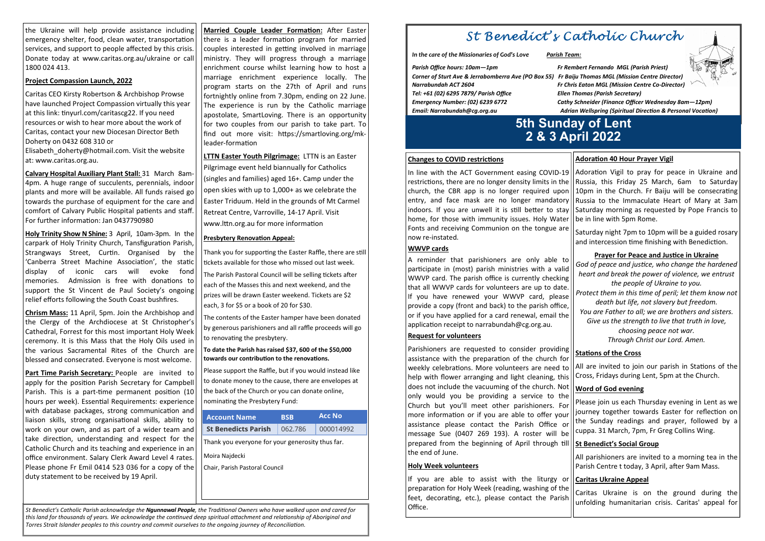# St Benedict's Catholic Church

*In the care of the Missionaries of God's Love*

***Parish Team:***

*Parish Office hours: 10am—1pm*
*Corner of Sturt Ave & Jerrabomberra Ave (PO Box 55)*
*Narrabundah ACT 2604*
*Tel: +61 (02) 6295 7879/ Parish Office*
*Emergency Number: (02) 6239 6772*
*Email: Narrabundah@cg.org.au*

*Fr Rembert Fernando MGL (Parish Priest)*
*Fr Baiju Thomas MGL (Mission Centre Director)*
*Fr Chris Eaton MGL (Mission Centre Co-Director)*
*Ellen Thomas (Parish Secretary)*
*Cathy Schneider (Finance Officer Wednesday 8am—12pm)*
*Adrian Wellspring (Spiritual Direction & Personal Vocation)*

## 5th Sunday of Lent
## 2 & 3 April 2022

### Changes to COVID restrictions

In line with the ACT Government easing COVID-19 restrictions, there are no longer density limits in the church, the CBR app is no longer required upon entry, and face mask are no longer mandatory indoors. If you are unwell it is still better to stay home, for those with immunity issues. Holy Water Fonts and receiving Communion on the tongue are now re-instated.

### WWVP cards

A reminder that parishioners are only able to participate in (most) parish ministries with a valid WWVP card. The parish office is currently checking that all WWVP cards for volunteers are up to date. If you have renewed your WWVP card, please provide a copy (front and back) to the parish office, or if you have applied for a card renewal, email the application receipt to narrabundah@cg.org.au.

### Request for volunteers

Parishioners are requested to consider providing assistance with the preparation of the church for weekly celebrations. More volunteers are need to help with flower arranging and light cleaning, this does not include the vacuuming of the church. Not only would you be providing a service to the Church but you'll meet other parishioners. For more information or if you are able to offer your assistance please contact the Parish Office or message Sue (0407 269 193). A roster will be prepared from the beginning of April through till the end of June.

### Holy Week volunteers

If you are able to assist with the liturgy or preparation for Holy Week (reading, washing of the feet, decorating, etc.), please contact the Parish Office.

### Adoration 40 Hour Prayer Vigil

Adoration Vigil to pray for peace in Ukraine and Russia, this Friday 25 March, 6am to Saturday 10pm in the Church. Fr Baiju will be consecrating Russia to the Immaculate Heart of Mary at 3am Saturday morning as requested by Pope Francis to be in line with 5pm Rome.

Saturday night 7pm to 10pm will be a guided rosary and intercession time finishing with Benediction.

**Prayer for Peace and Justice in Ukraine**

*God of peace and justice, who change the hardened heart and break the power of violence, we entrust the people of Ukraine to you.*
*Protect them in this time of peril; let them know not death but life, not slavery but freedom.*
*You are Father to all; we are brothers and sisters.*
*Give us the strength to live that truth in love, choosing peace not war.*
*Through Christ our Lord. Amen.*

### Stations of the Cross

All are invited to join our parish in Stations of the Cross, Fridays during Lent, 5pm at the Church.

### Word of God evening

Please join us each Thursday evening in Lent as we journey together towards Easter for reflection on the Sunday readings and prayer, followed by a cuppa. 31 March, 7pm, Fr Greg Collins Wing.

### St Benedict's Social Group

All parishioners are invited to a morning tea in the Parish Centre t today, 3 April, after 9am Mass.

### Caritas Ukraine Appeal

Caritas Ukraine is on the ground during the unfolding humanitarian crisis. Caritas' appeal for the Ukraine will help provide assistance including emergency shelter, food, clean water, transportation services, and support to people affected by this crisis. Donate today at www.caritas.org.au/ukraine or call 1800 024 413.

### Project Compassion Launch, 2022

Caritas CEO Kirsty Robertson & Archbishop Prowse have launched Project Compassion virtually this year at this link: tinyurl.com/caritascg22. If you need resources or wish to hear more about the work of Caritas, contact your new Diocesan Director Beth Doherty on 0432 608 310 or Elisabeth_doherty@hotmail.com. Visit the website at: www.caritas.org.au.

**Calvary Hospital Auxiliary Plant Stall:** 31 March 8am-4pm. A huge range of succulents, perennials, indoor plants and more will be available. All funds raised go towards the purchase of equipment for the care and comfort of Calvary Public Hospital patients and staff. For further information: Jan 0437790980

**Holy Trinity Show N Shine:** 3 April, 10am-3pm. In the carpark of Holy Trinity Church, Tansfiguration Parish, Strangways Street, Curtin. Organised by the 'Canberra Street Machine Association', the static display of iconic cars will evoke fond memories. Admission is free with donations to support the St Vincent de Paul Society's ongoing relief efforts following the South Coast bushfires.

**Chrism Mass:** 11 April, 5pm. Join the Archbishop and the Clergy of the Archdiocese at St Christopher's Cathedral, Forrest for this most important Holy Week ceremony. It is this Mass that the Holy Oils used in the various Sacramental Rites of the Church are blessed and consecrated. Everyone is most welcome.

**Part Time Parish Secretary:** People are invited to apply for the position Parish Secretary for Campbell Parish. This is a part-time permanent position (10 hours per week). Essential Requirements: experience with database packages, strong communication and liaison skills, strong organisational skills, ability to work on your own, and as part of a wider team and take direction, understanding and respect for the Catholic Church and its teaching and experience in an office environment. Salary Clerk Award Level 4 rates. Please phone Fr Emil 0414 523 036 for a copy of the duty statement to be received by 19 April.

**Married Couple Leader Formation:** After Easter there is a leader formation program for married couples interested in getting involved in marriage ministry. They will progress through a marriage enrichment course whilst learning how to host a marriage enrichment experience locally. The program starts on the 27th of April and runs fortnightly online from 7.30pm, ending on 22 June. The experience is run by the Catholic marriage apostolate, SmartLoving. There is an opportunity for two couples from our parish to take part. To find out more visit: https://smartloving.org/mk-leader-formation

**LTTN Easter Youth Pilgrimage:** LTTN is an Easter Pilgrimage event held biannually for Catholics (singles and families) aged 16+. Camp under the open skies with 1,000+ as we celebrate the Easter Triduum. Held in the grounds of Mt Carmel Retreat Centre, Varroville, 14-17 April. Visit www.lttn.org.au for more information

### Presbytery Renovation Appeal:

Thank you for supporting the Easter Raffle, there are still tickets available for those who missed out last week.

The Parish Pastoral Council will be selling tickets after each of the Masses this and next weekend, and the prizes will be drawn Easter weekend. Tickets are $2 each, 3 for $5 or a book of 20 for $30.

The contents of the Easter hamper have been donated by generous parishioners and all raffle proceeds will go to renovating the presbytery.

**To date the Parish has raised $37, 600 of the $50,000 towards our contribution to the renovations.**

Please support the Raffle, but if you would instead like to donate money to the cause, there are envelopes at the back of the Church or you can donate online, nominating the Presbytery Fund:

| Account Name | BSB | Acc No |
|---|---|---|
| St Benedicts Parish | 062.786 | 000014992 |

Thank you everyone for your generosity thus far.

Moira Najdecki

Chair, Parish Pastoral Council

*St Benedict's Catholic Parish acknowledge the **Ngunnawal People**, the Traditional Owners who have walked upon and cared for this land for thousands of years. We acknowledge the continued deep spiritual attachment and relationship of Aboriginal and Torres Strait Islander peoples to this country and commit ourselves to the ongoing journey of Reconciliation.*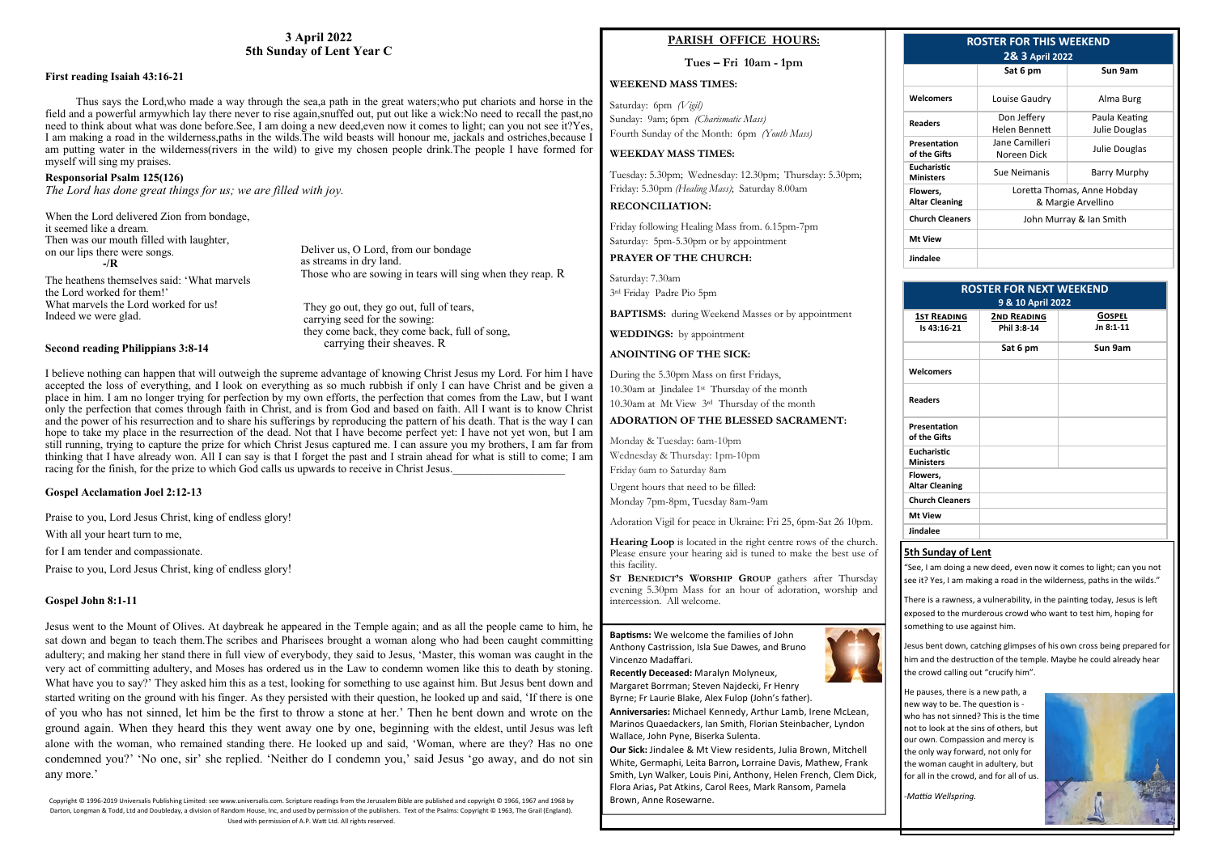# 3 April 2022
## 5th Sunday of Lent Year C

### First reading Isaiah 43:16-21

Thus says the Lord,who made a way through the sea,a path in the great waters;who put chariots and horse in the field and a powerful armywhich lay there never to rise again,snuffed out, put out like a wick:No need to recall the past,no need to think about what was done before.See, I am doing a new deed,even now it comes to light; can you not see it?Yes, I am making a road in the wilderness,paths in the wilds.The wild beasts will honour me, jackals and ostriches,because I am putting water in the wilderness(rivers in the wild) to give my chosen people drink.The people I have formed for myself will sing my praises.

### Responsorial Psalm 125(126)

*The Lord has done great things for us; we are filled with joy.*

When the Lord delivered Zion from bondage,
it seemed like a dream.
Then was our mouth filled with laughter,
on our lips there were songs.
-/R

The heathens themselves said: 'What marvels the Lord worked for them!'
What marvels the Lord worked for us!
Indeed we were glad.

Deliver us, O Lord, from our bondage
as streams in dry land.
Those who are sowing in tears will sing when they reap. R

They go out, they go out, full of tears,
carrying seed for the sowing:
they come back, they come back, full of song,
carrying their sheaves. R

### Second reading Philippians 3:8-14

I believe nothing can happen that will outweigh the supreme advantage of knowing Christ Jesus my Lord. For him I have accepted the loss of everything, and I look on everything as so much rubbish if only I can have Christ and be given a place in him. I am no longer trying for perfection by my own efforts, the perfection that comes from the Law, but I want only the perfection that comes through faith in Christ, and is from God and based on faith. All I want is to know Christ and the power of his resurrection and to share his sufferings by reproducing the pattern of his death. That is the way I can hope to take my place in the resurrection of the dead. Not that I have become perfect yet: I have not yet won, but I am still running, trying to capture the prize for which Christ Jesus captured me. I can assure you my brothers, I am far from thinking that I have already won. All I can say is that I forget the past and I strain ahead for what is still to come; I am racing for the finish, for the prize to which God calls us upwards to receive in Christ Jesus.___________________

### Gospel Acclamation Joel 2:12-13

Praise to you, Lord Jesus Christ, king of endless glory!

With all your heart turn to me,

for I am tender and compassionate.

Praise to you, Lord Jesus Christ, king of endless glory!

### Gospel John 8:1-11

Jesus went to the Mount of Olives. At daybreak he appeared in the Temple again; and as all the people came to him, he sat down and began to teach them.The scribes and Pharisees brought a woman along who had been caught committing adultery; and making her stand there in full view of everybody, they said to Jesus, 'Master, this woman was caught in the very act of committing adultery, and Moses has ordered us in the Law to condemn women like this to death by stoning. What have you to say?' They asked him this as a test, looking for something to use against him. But Jesus bent down and started writing on the ground with his finger. As they persisted with their question, he looked up and said, 'If there is one of you who has not sinned, let him be the first to throw a stone at her.' Then he bent down and wrote on the ground again. When they heard this they went away one by one, beginning with the eldest, until Jesus was left alone with the woman, who remained standing there. He looked up and said, 'Woman, where are they? Has no one condemned you?' 'No one, sir' she replied. 'Neither do I condemn you,' said Jesus 'go away, and do not sin any more.'

Copyright © 1996-2019 Universalis Publishing Limited: see www.universalis.com. Scripture readings from the Jerusalem Bible are published and copyright © 1966, 1967 and 1968 by Darton, Longman & Todd, Ltd and Doubleday, a division of Random House, Inc, and used by permission of the publishers. Text of the Psalms: Copyright © 1963, The Grail (England). Used with permission of A.P. Watt Ltd. All rights reserved.

## PARISH OFFICE HOURS:

**Tues – Fri 10am - 1pm**

**WEEKEND MASS TIMES:**

Saturday: 6pm *(Vigil)*
Sunday: 9am; 6pm *(Charismatic Mass)*
Fourth Sunday of the Month: 6pm *(Youth Mass)*

**WEEKDAY MASS TIMES:**

Tuesday: 5.30pm; Wednesday: 12.30pm; Thursday: 5.30pm; Friday: 5.30pm *(Healing Mass)*; Saturday 8.00am

**RECONCILIATION:**

Friday following Healing Mass from. 6.15pm-7pm
Saturday: 5pm-5.30pm or by appointment

**PRAYER OF THE CHURCH:**

Saturday: 7.30am
3rd Friday Padre Pio 5pm

**BAPTISMS:** during Weekend Masses or by appointment

**WEDDINGS:** by appointment

**ANOINTING OF THE SICK:**

During the 5.30pm Mass on first Fridays,
10.30am at Jindalee 1st Thursday of the month
10.30am at Mt View 3rd Thursday of the month

**ADORATION OF THE BLESSED SACRAMENT:**

Monday & Tuesday: 6am-10pm
Wednesday & Thursday: 1pm-10pm
Friday 6am to Saturday 8am

Urgent hours that need to be filled:
Monday 7pm-8pm, Tuesday 8am-9am

Adoration Vigil for peace in Ukraine: Fri 25, 6pm-Sat 26 10pm.

**Hearing Loop** is located in the right centre rows of the church. Please ensure your hearing aid is tuned to make the best use of this facility.

**ST BENEDICT'S WORSHIP GROUP** gathers after Thursday evening 5.30pm Mass for an hour of adoration, worship and intercession. All welcome.

**Baptisms:** We welcome the families of John Anthony Castrission, Isla Sue Dawes, and Bruno Vincenzo Madaffari.

**Recently Deceased:** Maralyn Molyneux, Margaret Borrman; Steven Najdecki, Fr Henry Byrne; Fr Laurie Blake, Alex Fulop (John's father).

**Anniversaries:** Michael Kennedy, Arthur Lamb, Irene McLean, Marinos Quaedackers, Ian Smith, Florian Steinbacher, Lyndon Wallace, John Pyne, Biserka Sulenta.

**Our Sick:** Jindalee & Mt View residents, Julia Brown, Mitchell White, Germaphi, Leita Barron, Lorraine Davis, Mathew, Frank Smith, Lyn Walker, Louis Pini, Anthony, Helen French, Clem Dick, Flora Arias, Pat Atkins, Carol Rees, Mark Ransom, Pamela Brown, Anne Rosewarne.

## ROSTER FOR THIS WEEKEND
### 2& 3 April 2022

| | Sat 6 pm | Sun 9am |
|---|---|---|
| Welcomers | Louise Gaudry | Alma Burg |
| Readers | Don Jeffery<br>Helen Bennett | Paula Keating<br>Julie Douglas |
| Presentation of the Gifts | Jane Camilleri<br>Noreen Dick | Julie Douglas |
| Eucharistic Ministers | Sue Neimanis | Barry Murphy |
| Flowers, Altar Cleaning | Loretta Thomas, Anne Hobday & Margie Arvellino | |
| Church Cleaners | John Murray & Ian Smith | |
| Mt View | | |
| Jindalee | | |

## ROSTER FOR NEXT WEEKEND
### 9 & 10 April 2022

| 1ST READING Is 43:16-21 | 2ND READING Phil 3:8-14 | GOSPEL Jn 8:1-11 |
|---|---|---|
| | Sat 6 pm | Sun 9am |
| Welcomers | | |
| Readers | | |
| Presentation of the Gifts | | |
| Eucharistic Ministers | | |
| Flowers, Altar Cleaning | | |
| Church Cleaners | | |
| Mt View | | |
| Jindalee | | |

## 5th Sunday of Lent

"See, I am doing a new deed, even now it comes to light; can you not see it? Yes, I am making a road in the wilderness, paths in the wilds."

There is a rawness, a vulnerability, in the painting today, Jesus is left exposed to the murderous crowd who want to test him, hoping for something to use against him.

Jesus bent down, catching glimpses of his own cross being prepared for him and the destruction of the temple. Maybe he could already hear the crowd calling out "crucify him".

He pauses, there is a new path, a new way to be. The question is - who has not sinned? This is the time not to look at the sins of others, but our own. Compassion and mercy is the only way forward, not only for the woman caught in adultery, but for all in the crowd, and for all of us.

*-Mattia Wellspring.*